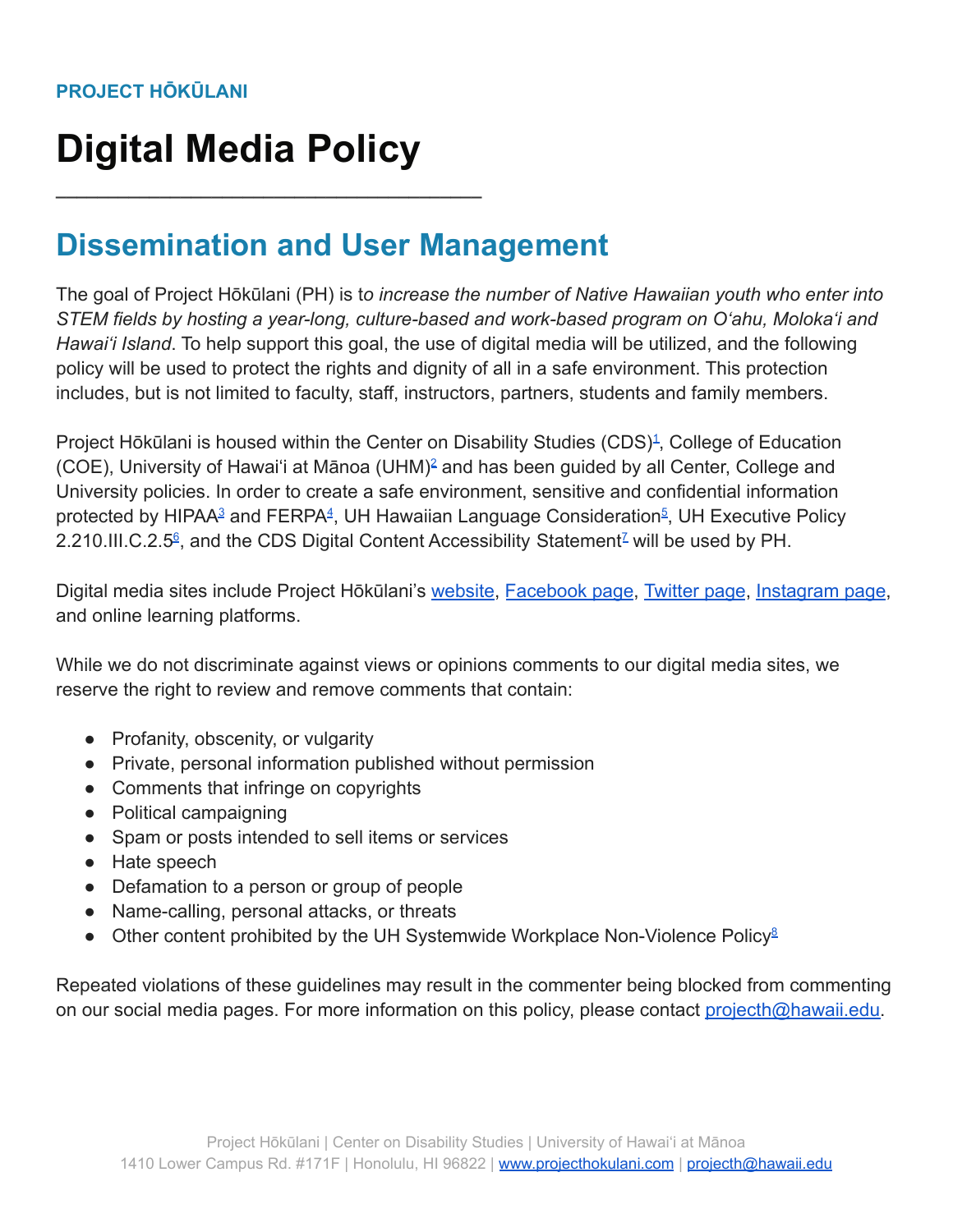**PROJECT HŌKŪLANI**

# Digital Media Policy

---

## Dissemination and User Management

The goal of Project Hōkūlani (PH) is t*o increase the number of Native Hawaiian youth who enter into STEM fields by hosting a year-long, culture-based and work-based program on Oʻahu, Molokaʻi and Hawaiʻi Island*. To help support this goal, the use of digital media will be utilized, and the following policy will be used to protect the rights and dignity of all in a safe environment. This protection includes, but is not limited to faculty, staff, instructors, partners, students and family members.

Project Hōkūlani is housed within the Center on Disability Studies (CDS)[1], College of Education (COE), University of Hawaiʻi at Mānoa (UHM)[2] and has been guided by all Center, College and University policies. In order to create a safe environment, sensitive and confidential information protected by HIPAA[3] and FERPA[4], UH Hawaiian Language Consideration[5], UH Executive Policy 2.210.III.C.2.5[6], and the CDS Digital Content Accessibility Statement[7] will be used by PH.

Digital media sites include Project Hōkūlani's website, Facebook page, Twitter page, Instagram page, and online learning platforms.

While we do not discriminate against views or opinions comments to our digital media sites, we reserve the right to review and remove comments that contain:

- Profanity, obscenity, or vulgarity
- Private, personal information published without permission
- Comments that infringe on copyrights
- Political campaigning
- Spam or posts intended to sell items or services
- Hate speech
- Defamation to a person or group of people
- Name-calling, personal attacks, or threats
- Other content prohibited by the UH Systemwide Workplace Non-Violence Policy[8]

Repeated violations of these guidelines may result in the commenter being blocked from commenting on our social media pages. For more information on this policy, please contact projecth@hawaii.edu.

Project Hōkūlani | Center on Disability Studies | University of Hawaiʻi at Mānoa
1410 Lower Campus Rd. #171F | Honolulu, HI 96822 | www.projecthokulani.com | projecth@hawaii.edu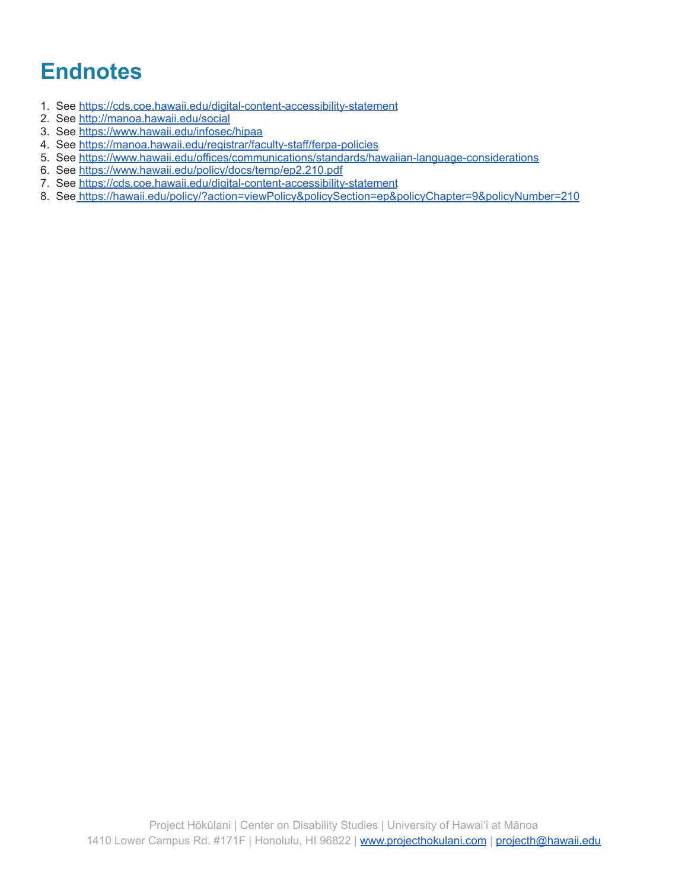# Endnotes

1. See https://cds.coe.hawaii.edu/digital-content-accessibility-statement
2. See http://manoa.hawaii.edu/social
3. See https://www.hawaii.edu/infosec/hipaa
4. See https://manoa.hawaii.edu/registrar/faculty-staff/ferpa-policies
5. See https://www.hawaii.edu/offices/communications/standards/hawaiian-language-considerations
6. See https://www.hawaii.edu/policy/docs/temp/ep2.210.pdf
7. See https://cds.coe.hawaii.edu/digital-content-accessibility-statement
8. See https://hawaii.edu/policy/?action=viewPolicy&policySection=ep&policyChapter=9&policyNumber=210